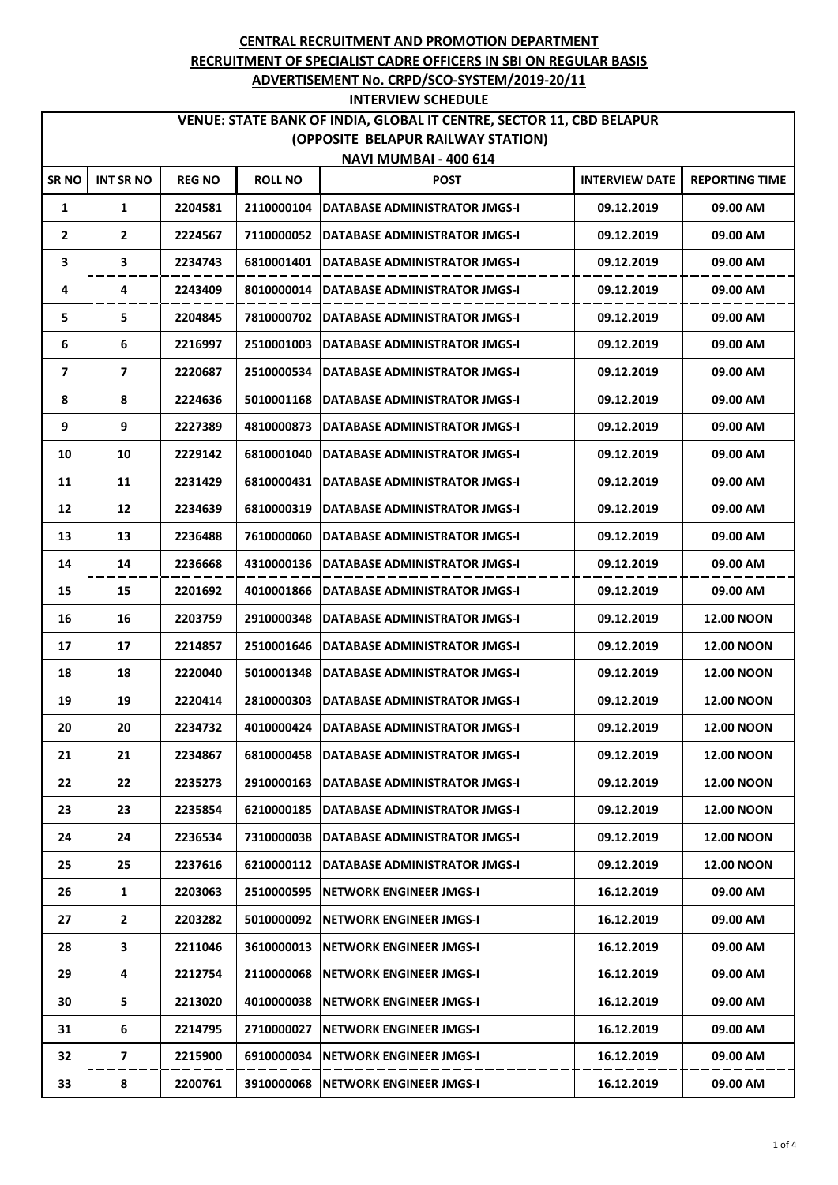**CENTRAL RECRUITMENT AND PROMOTION DEPARTMENT**

**RECRUITMENT OF SPECIALIST CADRE OFFICERS IN SBI ON REGULAR BASIS**

**ADVERTISEMENT No. CRPD/SCO-SYSTEM/2019-20/11**

**INTERVIEW SCHEDULE**

**VENUE: STATE BANK OF INDIA, GLOBAL IT CENTRE, SECTOR 11, CBD BELAPUR (OPPOSITE BELAPUR RAILWAY STATION) NAVI MUMBAI - 400 614**

| SR NO | INT SR NO | REG NO | ROLL NO | POST | INTERVIEW DATE | REPORTING TIME |
|---|---|---|---|---|---|---|
| 1 | 1 | 2204581 | 2110000104 | DATABASE ADMINISTRATOR JMGS-I | 09.12.2019 | 09.00 AM |
| 2 | 2 | 2224567 | 7110000052 | DATABASE ADMINISTRATOR JMGS-I | 09.12.2019 | 09.00 AM |
| 3 | 3 | 2234743 | 6810001401 | DATABASE ADMINISTRATOR JMGS-I | 09.12.2019 | 09.00 AM |
| 4 | 4 | 2243409 | 8010000014 | DATABASE ADMINISTRATOR JMGS-I | 09.12.2019 | 09.00 AM |
| 5 | 5 | 2204845 | 7810000702 | DATABASE ADMINISTRATOR JMGS-I | 09.12.2019 | 09.00 AM |
| 6 | 6 | 2216997 | 2510001003 | DATABASE ADMINISTRATOR JMGS-I | 09.12.2019 | 09.00 AM |
| 7 | 7 | 2220687 | 2510000534 | DATABASE ADMINISTRATOR JMGS-I | 09.12.2019 | 09.00 AM |
| 8 | 8 | 2224636 | 5010001168 | DATABASE ADMINISTRATOR JMGS-I | 09.12.2019 | 09.00 AM |
| 9 | 9 | 2227389 | 4810000873 | DATABASE ADMINISTRATOR JMGS-I | 09.12.2019 | 09.00 AM |
| 10 | 10 | 2229142 | 6810001040 | DATABASE ADMINISTRATOR JMGS-I | 09.12.2019 | 09.00 AM |
| 11 | 11 | 2231429 | 6810000431 | DATABASE ADMINISTRATOR JMGS-I | 09.12.2019 | 09.00 AM |
| 12 | 12 | 2234639 | 6810000319 | DATABASE ADMINISTRATOR JMGS-I | 09.12.2019 | 09.00 AM |
| 13 | 13 | 2236488 | 7610000060 | DATABASE ADMINISTRATOR JMGS-I | 09.12.2019 | 09.00 AM |
| 14 | 14 | 2236668 | 4310000136 | DATABASE ADMINISTRATOR JMGS-I | 09.12.2019 | 09.00 AM |
| 15 | 15 | 2201692 | 4010001866 | DATABASE ADMINISTRATOR JMGS-I | 09.12.2019 | 09.00 AM |
| 16 | 16 | 2203759 | 2910000348 | DATABASE ADMINISTRATOR JMGS-I | 09.12.2019 | 12.00 NOON |
| 17 | 17 | 2214857 | 2510001646 | DATABASE ADMINISTRATOR JMGS-I | 09.12.2019 | 12.00 NOON |
| 18 | 18 | 2220040 | 5010001348 | DATABASE ADMINISTRATOR JMGS-I | 09.12.2019 | 12.00 NOON |
| 19 | 19 | 2220414 | 2810000303 | DATABASE ADMINISTRATOR JMGS-I | 09.12.2019 | 12.00 NOON |
| 20 | 20 | 2234732 | 4010000424 | DATABASE ADMINISTRATOR JMGS-I | 09.12.2019 | 12.00 NOON |
| 21 | 21 | 2234867 | 6810000458 | DATABASE ADMINISTRATOR JMGS-I | 09.12.2019 | 12.00 NOON |
| 22 | 22 | 2235273 | 2910000163 | DATABASE ADMINISTRATOR JMGS-I | 09.12.2019 | 12.00 NOON |
| 23 | 23 | 2235854 | 6210000185 | DATABASE ADMINISTRATOR JMGS-I | 09.12.2019 | 12.00 NOON |
| 24 | 24 | 2236534 | 7310000038 | DATABASE ADMINISTRATOR JMGS-I | 09.12.2019 | 12.00 NOON |
| 25 | 25 | 2237616 | 6210000112 | DATABASE ADMINISTRATOR JMGS-I | 09.12.2019 | 12.00 NOON |
| 26 | 1 | 2203063 | 2510000595 | NETWORK ENGINEER JMGS-I | 16.12.2019 | 09.00 AM |
| 27 | 2 | 2203282 | 5010000092 | NETWORK ENGINEER JMGS-I | 16.12.2019 | 09.00 AM |
| 28 | 3 | 2211046 | 3610000013 | NETWORK ENGINEER JMGS-I | 16.12.2019 | 09.00 AM |
| 29 | 4 | 2212754 | 2110000068 | NETWORK ENGINEER JMGS-I | 16.12.2019 | 09.00 AM |
| 30 | 5 | 2213020 | 4010000038 | NETWORK ENGINEER JMGS-I | 16.12.2019 | 09.00 AM |
| 31 | 6 | 2214795 | 2710000027 | NETWORK ENGINEER JMGS-I | 16.12.2019 | 09.00 AM |
| 32 | 7 | 2215900 | 6910000034 | NETWORK ENGINEER JMGS-I | 16.12.2019 | 09.00 AM |
| 33 | 8 | 2200761 | 3910000068 | NETWORK ENGINEER JMGS-I | 16.12.2019 | 09.00 AM |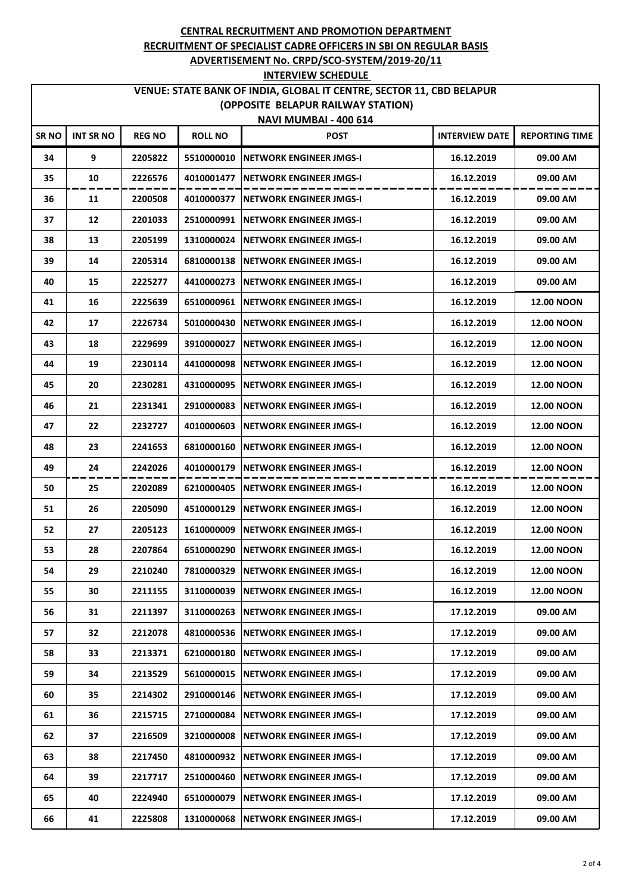# CENTRAL RECRUITMENT AND PROMOTION DEPARTMENT

## RECRUITMENT OF SPECIALIST CADRE OFFICERS IN SBI ON REGULAR BASIS

## ADVERTISEMENT No. CRPD/SCO-SYSTEM/2019-20/11

## INTERVIEW SCHEDULE

**VENUE: STATE BANK OF INDIA, GLOBAL IT CENTRE, SECTOR 11, CBD BELAPUR (OPPOSITE BELAPUR RAILWAY STATION) NAVI MUMBAI - 400 614**

| SR NO | INT SR NO | REG NO | ROLL NO | POST | INTERVIEW DATE | REPORTING TIME |
|---|---|---|---|---|---|---|
| 34 | 9 | 2205822 | 5510000010 | NETWORK ENGINEER JMGS-I | 16.12.2019 | 09.00 AM |
| 35 | 10 | 2226576 | 4010001477 | NETWORK ENGINEER JMGS-I | 16.12.2019 | 09.00 AM |
| 36 | 11 | 2200508 | 4010000377 | NETWORK ENGINEER JMGS-I | 16.12.2019 | 09.00 AM |
| 37 | 12 | 2201033 | 2510000991 | NETWORK ENGINEER JMGS-I | 16.12.2019 | 09.00 AM |
| 38 | 13 | 2205199 | 1310000024 | NETWORK ENGINEER JMGS-I | 16.12.2019 | 09.00 AM |
| 39 | 14 | 2205314 | 6810000138 | NETWORK ENGINEER JMGS-I | 16.12.2019 | 09.00 AM |
| 40 | 15 | 2225277 | 4410000273 | NETWORK ENGINEER JMGS-I | 16.12.2019 | 09.00 AM |
| 41 | 16 | 2225639 | 6510000961 | NETWORK ENGINEER JMGS-I | 16.12.2019 | 12.00 NOON |
| 42 | 17 | 2226734 | 5010000430 | NETWORK ENGINEER JMGS-I | 16.12.2019 | 12.00 NOON |
| 43 | 18 | 2229699 | 3910000027 | NETWORK ENGINEER JMGS-I | 16.12.2019 | 12.00 NOON |
| 44 | 19 | 2230114 | 4410000098 | NETWORK ENGINEER JMGS-I | 16.12.2019 | 12.00 NOON |
| 45 | 20 | 2230281 | 4310000095 | NETWORK ENGINEER JMGS-I | 16.12.2019 | 12.00 NOON |
| 46 | 21 | 2231341 | 2910000083 | NETWORK ENGINEER JMGS-I | 16.12.2019 | 12.00 NOON |
| 47 | 22 | 2232727 | 4010000603 | NETWORK ENGINEER JMGS-I | 16.12.2019 | 12.00 NOON |
| 48 | 23 | 2241653 | 6810000160 | NETWORK ENGINEER JMGS-I | 16.12.2019 | 12.00 NOON |
| 49 | 24 | 2242026 | 4010000179 | NETWORK ENGINEER JMGS-I | 16.12.2019 | 12.00 NOON |
| 50 | 25 | 2202089 | 6210000405 | NETWORK ENGINEER JMGS-I | 16.12.2019 | 12.00 NOON |
| 51 | 26 | 2205090 | 4510000129 | NETWORK ENGINEER JMGS-I | 16.12.2019 | 12.00 NOON |
| 52 | 27 | 2205123 | 1610000009 | NETWORK ENGINEER JMGS-I | 16.12.2019 | 12.00 NOON |
| 53 | 28 | 2207864 | 6510000290 | NETWORK ENGINEER JMGS-I | 16.12.2019 | 12.00 NOON |
| 54 | 29 | 2210240 | 7810000329 | NETWORK ENGINEER JMGS-I | 16.12.2019 | 12.00 NOON |
| 55 | 30 | 2211155 | 3110000039 | NETWORK ENGINEER JMGS-I | 16.12.2019 | 12.00 NOON |
| 56 | 31 | 2211397 | 3110000263 | NETWORK ENGINEER JMGS-I | 17.12.2019 | 09.00 AM |
| 57 | 32 | 2212078 | 4810000536 | NETWORK ENGINEER JMGS-I | 17.12.2019 | 09.00 AM |
| 58 | 33 | 2213371 | 6210000180 | NETWORK ENGINEER JMGS-I | 17.12.2019 | 09.00 AM |
| 59 | 34 | 2213529 | 5610000015 | NETWORK ENGINEER JMGS-I | 17.12.2019 | 09.00 AM |
| 60 | 35 | 2214302 | 2910000146 | NETWORK ENGINEER JMGS-I | 17.12.2019 | 09.00 AM |
| 61 | 36 | 2215715 | 2710000084 | NETWORK ENGINEER JMGS-I | 17.12.2019 | 09.00 AM |
| 62 | 37 | 2216509 | 3210000008 | NETWORK ENGINEER JMGS-I | 17.12.2019 | 09.00 AM |
| 63 | 38 | 2217450 | 4810000932 | NETWORK ENGINEER JMGS-I | 17.12.2019 | 09.00 AM |
| 64 | 39 | 2217717 | 2510000460 | NETWORK ENGINEER JMGS-I | 17.12.2019 | 09.00 AM |
| 65 | 40 | 2224940 | 6510000079 | NETWORK ENGINEER JMGS-I | 17.12.2019 | 09.00 AM |
| 66 | 41 | 2225808 | 1310000068 | NETWORK ENGINEER JMGS-I | 17.12.2019 | 09.00 AM |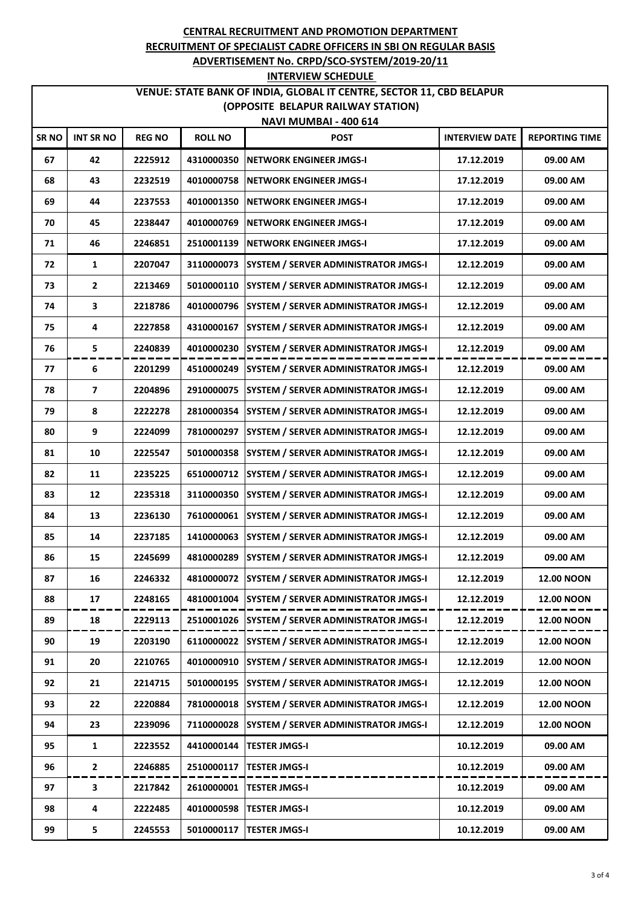**CENTRAL RECRUITMENT AND PROMOTION DEPARTMENT**

**RECRUITMENT OF SPECIALIST CADRE OFFICERS IN SBI ON REGULAR BASIS**

**ADVERTISEMENT No. CRPD/SCO-SYSTEM/2019-20/11**

**INTERVIEW SCHEDULE**

**VENUE: STATE BANK OF INDIA, GLOBAL IT CENTRE, SECTOR 11, CBD BELAPUR (OPPOSITE BELAPUR RAILWAY STATION) NAVI MUMBAI - 400 614**

| SR NO | INT SR NO | REG NO | ROLL NO | POST | INTERVIEW DATE | REPORTING TIME |
|---|---|---|---|---|---|---|
| 67 | 42 | 2225912 | 4310000350 | NETWORK ENGINEER JMGS-I | 17.12.2019 | 09.00 AM |
| 68 | 43 | 2232519 | 4010000758 | NETWORK ENGINEER JMGS-I | 17.12.2019 | 09.00 AM |
| 69 | 44 | 2237553 | 4010001350 | NETWORK ENGINEER JMGS-I | 17.12.2019 | 09.00 AM |
| 70 | 45 | 2238447 | 4010000769 | NETWORK ENGINEER JMGS-I | 17.12.2019 | 09.00 AM |
| 71 | 46 | 2246851 | 2510001139 | NETWORK ENGINEER JMGS-I | 17.12.2019 | 09.00 AM |
| 72 | 1 | 2207047 | 3110000073 | SYSTEM / SERVER ADMINISTRATOR JMGS-I | 12.12.2019 | 09.00 AM |
| 73 | 2 | 2213469 | 5010000110 | SYSTEM / SERVER ADMINISTRATOR JMGS-I | 12.12.2019 | 09.00 AM |
| 74 | 3 | 2218786 | 4010000796 | SYSTEM / SERVER ADMINISTRATOR JMGS-I | 12.12.2019 | 09.00 AM |
| 75 | 4 | 2227858 | 4310000167 | SYSTEM / SERVER ADMINISTRATOR JMGS-I | 12.12.2019 | 09.00 AM |
| 76 | 5 | 2240839 | 4010000230 | SYSTEM / SERVER ADMINISTRATOR JMGS-I | 12.12.2019 | 09.00 AM |
| 77 | 6 | 2201299 | 4510000249 | SYSTEM / SERVER ADMINISTRATOR JMGS-I | 12.12.2019 | 09.00 AM |
| 78 | 7 | 2204896 | 2910000075 | SYSTEM / SERVER ADMINISTRATOR JMGS-I | 12.12.2019 | 09.00 AM |
| 79 | 8 | 2222278 | 2810000354 | SYSTEM / SERVER ADMINISTRATOR JMGS-I | 12.12.2019 | 09.00 AM |
| 80 | 9 | 2224099 | 7810000297 | SYSTEM / SERVER ADMINISTRATOR JMGS-I | 12.12.2019 | 09.00 AM |
| 81 | 10 | 2225547 | 5010000358 | SYSTEM / SERVER ADMINISTRATOR JMGS-I | 12.12.2019 | 09.00 AM |
| 82 | 11 | 2235225 | 6510000712 | SYSTEM / SERVER ADMINISTRATOR JMGS-I | 12.12.2019 | 09.00 AM |
| 83 | 12 | 2235318 | 3110000350 | SYSTEM / SERVER ADMINISTRATOR JMGS-I | 12.12.2019 | 09.00 AM |
| 84 | 13 | 2236130 | 7610000061 | SYSTEM / SERVER ADMINISTRATOR JMGS-I | 12.12.2019 | 09.00 AM |
| 85 | 14 | 2237185 | 1410000063 | SYSTEM / SERVER ADMINISTRATOR JMGS-I | 12.12.2019 | 09.00 AM |
| 86 | 15 | 2245699 | 4810000289 | SYSTEM / SERVER ADMINISTRATOR JMGS-I | 12.12.2019 | 09.00 AM |
| 87 | 16 | 2246332 | 4810000072 | SYSTEM / SERVER ADMINISTRATOR JMGS-I | 12.12.2019 | 12.00 NOON |
| 88 | 17 | 2248165 | 4810001004 | SYSTEM / SERVER ADMINISTRATOR JMGS-I | 12.12.2019 | 12.00 NOON |
| 89 | 18 | 2229113 | 2510001026 | SYSTEM / SERVER ADMINISTRATOR JMGS-I | 12.12.2019 | 12.00 NOON |
| 90 | 19 | 2203190 | 6110000022 | SYSTEM / SERVER ADMINISTRATOR JMGS-I | 12.12.2019 | 12.00 NOON |
| 91 | 20 | 2210765 | 4010000910 | SYSTEM / SERVER ADMINISTRATOR JMGS-I | 12.12.2019 | 12.00 NOON |
| 92 | 21 | 2214715 | 5010000195 | SYSTEM / SERVER ADMINISTRATOR JMGS-I | 12.12.2019 | 12.00 NOON |
| 93 | 22 | 2220884 | 7810000018 | SYSTEM / SERVER ADMINISTRATOR JMGS-I | 12.12.2019 | 12.00 NOON |
| 94 | 23 | 2239096 | 7110000028 | SYSTEM / SERVER ADMINISTRATOR JMGS-I | 12.12.2019 | 12.00 NOON |
| 95 | 1 | 2223552 | 4410000144 | TESTER JMGS-I | 10.12.2019 | 09.00 AM |
| 96 | 2 | 2246885 | 2510000117 | TESTER JMGS-I | 10.12.2019 | 09.00 AM |
| 97 | 3 | 2217842 | 2610000001 | TESTER JMGS-I | 10.12.2019 | 09.00 AM |
| 98 | 4 | 2222485 | 4010000598 | TESTER JMGS-I | 10.12.2019 | 09.00 AM |
| 99 | 5 | 2245553 | 5010000117 | TESTER JMGS-I | 10.12.2019 | 09.00 AM |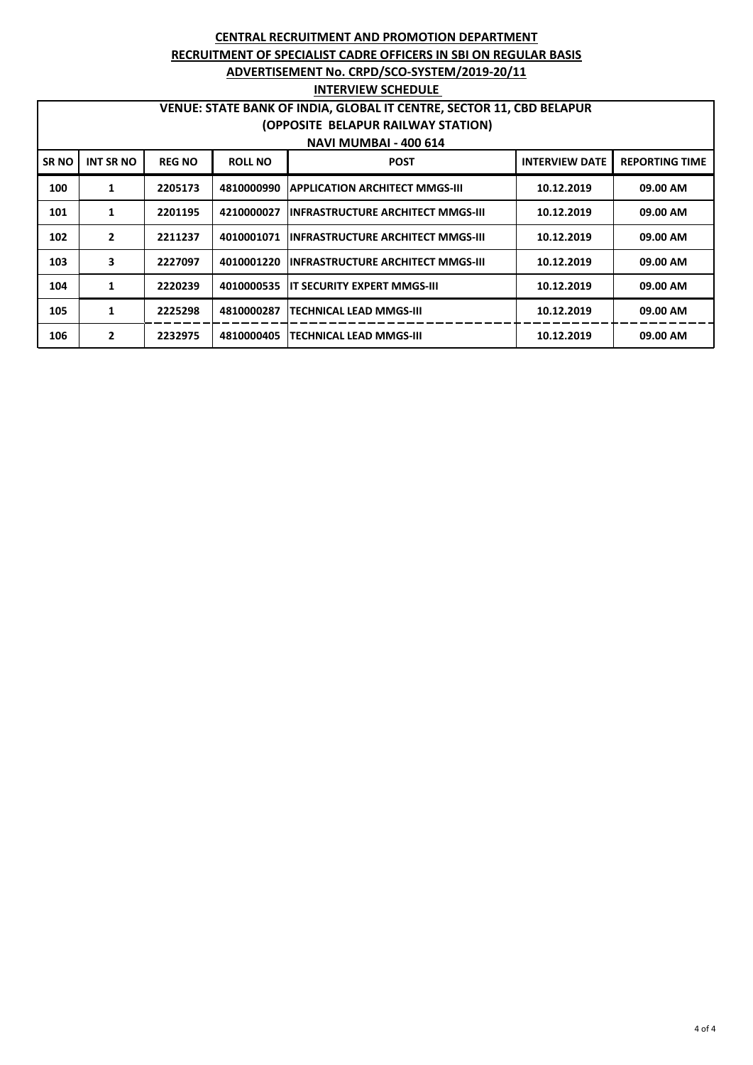**CENTRAL RECRUITMENT AND PROMOTION DEPARTMENT**

**RECRUITMENT OF SPECIALIST CADRE OFFICERS IN SBI ON REGULAR BASIS**

**ADVERTISEMENT No. CRPD/SCO-SYSTEM/2019-20/11**

**INTERVIEW SCHEDULE**

**VENUE: STATE BANK OF INDIA, GLOBAL IT CENTRE, SECTOR 11, CBD BELAPUR (OPPOSITE BELAPUR RAILWAY STATION) NAVI MUMBAI - 400 614**

| SR NO | INT SR NO | REG NO | ROLL NO | POST | INTERVIEW DATE | REPORTING TIME |
|---|---|---|---|---|---|---|
| 100 | 1 | 2205173 | 4810000990 | APPLICATION ARCHITECT MMGS-III | 10.12.2019 | 09.00 AM |
| 101 | 1 | 2201195 | 4210000027 | INFRASTRUCTURE ARCHITECT MMGS-III | 10.12.2019 | 09.00 AM |
| 102 | 2 | 2211237 | 4010001071 | INFRASTRUCTURE ARCHITECT MMGS-III | 10.12.2019 | 09.00 AM |
| 103 | 3 | 2227097 | 4010001220 | INFRASTRUCTURE ARCHITECT MMGS-III | 10.12.2019 | 09.00 AM |
| 104 | 1 | 2220239 | 4010000535 | IT SECURITY EXPERT MMGS-III | 10.12.2019 | 09.00 AM |
| 105 | 1 | 2225298 | 4810000287 | TECHNICAL LEAD MMGS-III | 10.12.2019 | 09.00 AM |
| 106 | 2 | 2232975 | 4810000405 | TECHNICAL LEAD MMGS-III | 10.12.2019 | 09.00 AM |